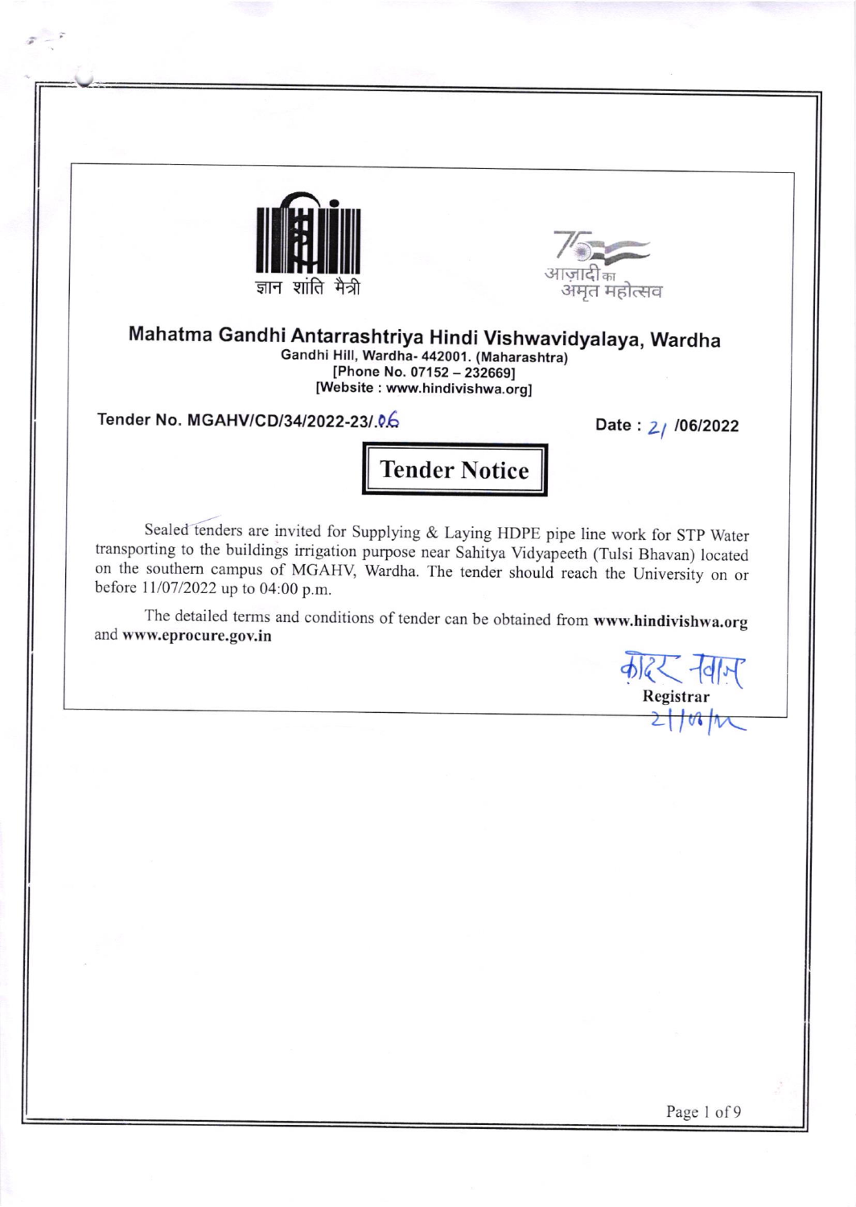ज्ञान शांति मैत्री

आज़ादी का अमृत महोत्सव

# Mahatma Gandhi Antarrashtriya Hindi Vishwavidyalaya, Wardha

Gandhi Hill, Wardha- 442001. (Maharashtra)
[Phone No. 07152 – 232669]
[Website : www.hindivishwa.org]

**Tender No. MGAHV/CD/34/2022-23/.06** **Date : 21 /06/2022**

## Tender Notice

Sealed tenders are invited for Supplying & Laying HDPE pipe line work for STP Water transporting to the buildings irrigation purpose near Sahitya Vidyapeeth (Tulsi Bhavan) located on the southern campus of MGAHV, Wardha. The tender should reach the University on or before 11/07/2022 up to 04:00 p.m.

The detailed terms and conditions of tender can be obtained from **www.hindivishwa.org** and **www.eprocure.gov.in**

कादर नवाज़
**Registrar**
21/06/22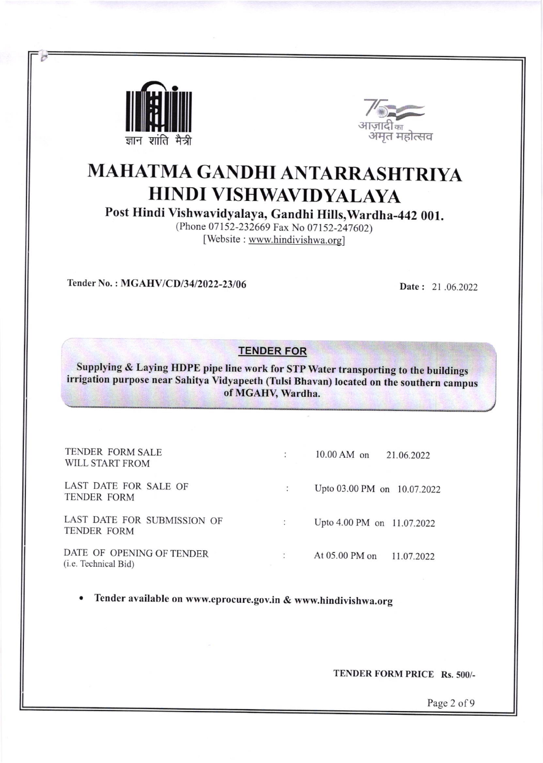ज्ञान शांति मैत्री

आज़ादी का अमृत महोत्सव

# MAHATMA GANDHI ANTARRASHTRIYA HINDI VISHWAVIDYALAYA

**Post Hindi Vishwavidyalaya, Gandhi Hills, Wardha-442 001.**

(Phone 07152-232669 Fax No 07152-247602)

[Website : www.hindivishwa.org]

**Tender No. : MGAHV/CD/34/2022-23/06** **Date :** 21 .06.2022

## TENDER FOR

**Supplying & Laying HDPE pipe line work for STP Water transporting to the buildings irrigation purpose near Sahitya Vidyapeeth (Tulsi Bhavan) located on the southern campus of MGAHV, Wardha.**

| | | |
|---|---|---|
| TENDER FORM SALE WILL START FROM | : | 10.00 AM on 21.06.2022 |
| LAST DATE FOR SALE OF TENDER FORM | : | Upto 03.00 PM on 10.07.2022 |
| LAST DATE FOR SUBMISSION OF TENDER FORM | : | Upto 4.00 PM on 11.07.2022 |
| DATE OF OPENING OF TENDER (i.e. Technical Bid) | : | At 05.00 PM on 11.07.2022 |

- **Tender available on www.eprocure.gov.in & www.hindivishwa.org**

**TENDER FORM PRICE Rs. 500/-**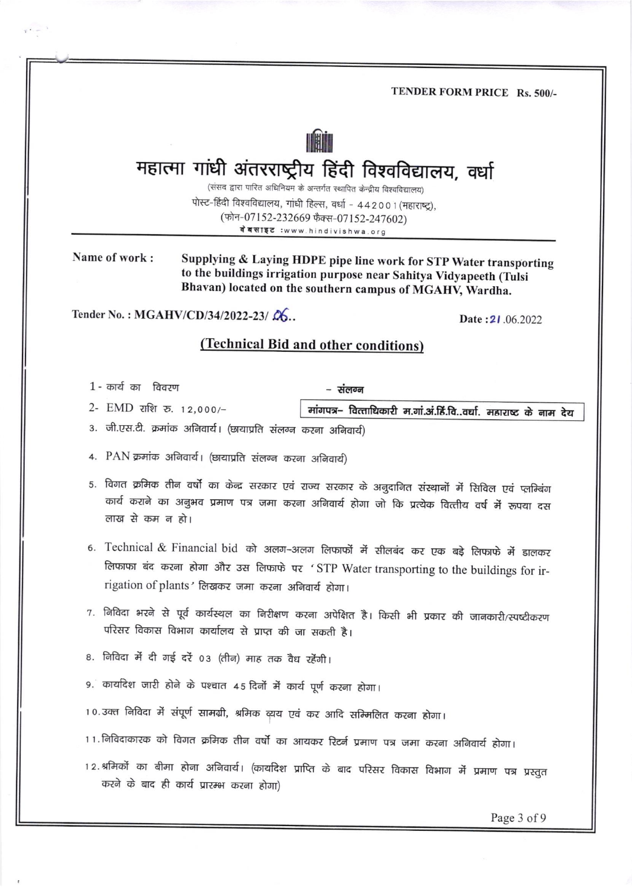TENDER FORM PRICE Rs. 500/-

# महात्मा गांधी अंतरराष्ट्रीय हिंदी विश्वविद्यालय, वर्धा

(संसद द्वारा पारित अधिनियम के अन्तर्गत स्थापित केन्द्रीय विश्वविद्यालय)

पोस्ट-हिंदी विश्वविद्यालय, गांधी हिल्स, वर्धा - 442001 (महाराष्ट्र),

(फोन-07152-232669 फैक्स-07152-247602)

वेबसाइट :www.hindivishwa.org

**Name of work :** **Supplying & Laying HDPE pipe line work for STP Water transporting to the buildings irrigation purpose near Sahitya Vidyapeeth (Tulsi Bhavan) located on the southern campus of MGAHV, Wardha.**

**Tender No. : MGAHV/CD/34/2022-23/ 06..** **Date : 21.06.2022**

## (Technical Bid and other conditions)

1- कार्य का विवरण – **संलग्न**

2- EMD राशि रु. 12,000/- **मांगपत्र- वित्ताधिकारी म.गां.अं.हिं.वि..वर्धा. महाराष्ट के नाम देय**

3. जी.एस.टी. क्रमांक अनिवार्य। (छायाप्रति संलग्न करना अनिवार्य)

4. PAN क्रमांक अनिवार्य। (छायाप्रति संलग्न करना अनिवार्य)

5. विगत क्रमिक तीन वर्षो का केन्द्र सरकार एवं राज्य सरकार के अनुदानित संस्थानों में सिविल एवं प्लम्बिंग कार्य कराने का अनुभव प्रमाण पत्र जमा करना अनिवार्य होगा जो कि प्रत्येक वित्तीय वर्ष में रूपया दस लाख से कम न हो।

6. Technical & Financial bid को अलग-अलग लिफाफों में सीलबंद कर एक बड़े लिफाफे में डालकर लिफाफा बंद करना होगा और उस लिफाफे पर 'STP Water transporting to the buildings for irrigation of plants' लिखकर जमा करना अनिवार्य होगा।

7. निविदा भरने से पूर्व कार्यस्थल का निरीक्षण करना अपेक्षित है। किसी भी प्रकार की जानकारी/स्पष्टीकरण परिसर विकास विभाग कार्यालय से प्राप्त की जा सकती है।

8. निविदा में दी गई दरें 03 (तीन) माह तक वैध रहेंगी।

9. कार्यादेश जारी होने के पश्चात 45 दिनों में कार्य पूर्ण करना होगा।

10. उक्त निविदा में संपूर्ण सामग्री, श्रमिक व्यय एवं कर आदि सम्मिलित करना होगा।

11. निविदाकारक को विगत क्रमिक तीन वर्षो का आयकर रिटर्न प्रमाण पत्र जमा करना अनिवार्य होगा।

12. श्रमिकों का बीमा होना अनिवार्य। (कार्यादेश प्राप्ति के बाद परिसर विकास विभाग में प्रमाण पत्र प्रस्तुत करने के बाद ही कार्य प्रारम्भ करना होगा)